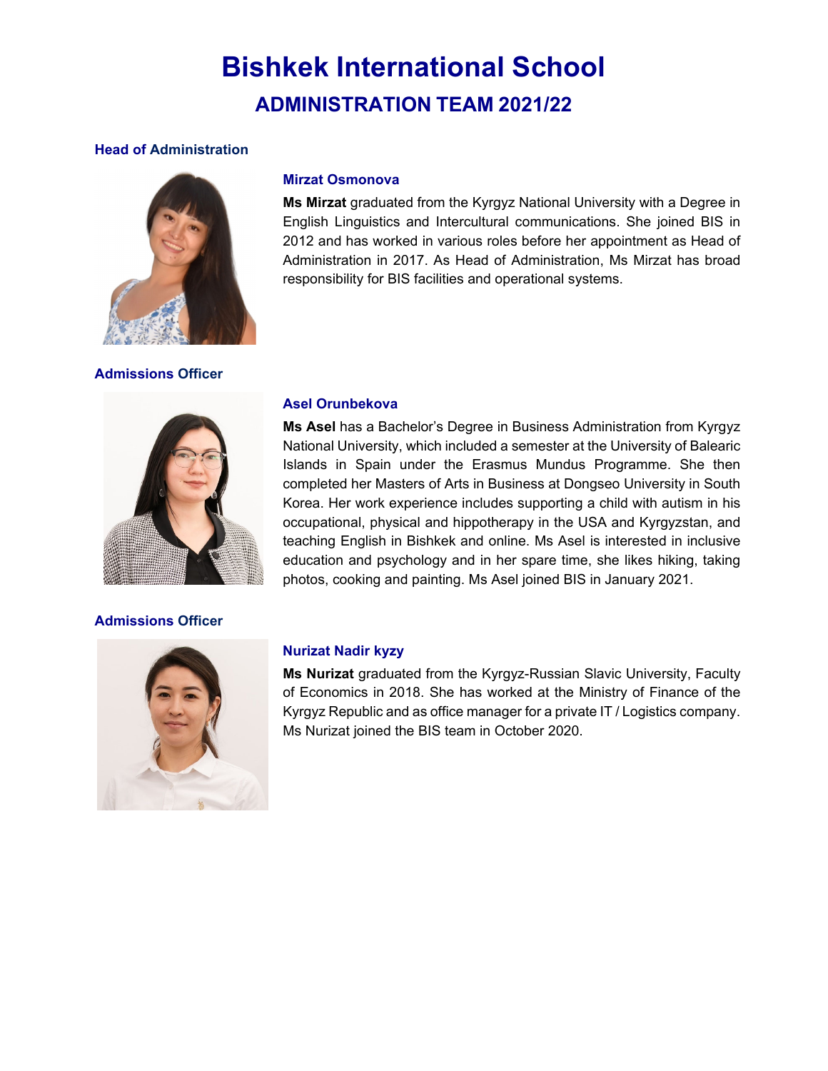# Bishkek International School

## ADMINISTRATION TEAM 2021/22

### Head of Administration

#### Mirzat Osmonova

**Ms Mirzat** graduated from the Kyrgyz National University with a Degree in English Linguistics and Intercultural communications. She joined BIS in 2012 and has worked in various roles before her appointment as Head of Administration in 2017. As Head of Administration, Ms Mirzat has broad responsibility for BIS facilities and operational systems.

### Admissions Officer

#### Asel Orunbekova

**Ms Asel** has a Bachelor's Degree in Business Administration from Kyrgyz National University, which included a semester at the University of Balearic Islands in Spain under the Erasmus Mundus Programme. She then completed her Masters of Arts in Business at Dongseo University in South Korea. Her work experience includes supporting a child with autism in his occupational, physical and hippotherapy in the USA and Kyrgyzstan, and teaching English in Bishkek and online. Ms Asel is interested in inclusive education and psychology and in her spare time, she likes hiking, taking photos, cooking and painting. Ms Asel joined BIS in January 2021.

### Admissions Officer

#### Nurizat Nadir kyzy

**Ms Nurizat** graduated from the Kyrgyz-Russian Slavic University, Faculty of Economics in 2018. She has worked at the Ministry of Finance of the Kyrgyz Republic and as office manager for a private IT / Logistics company. Ms Nurizat joined the BIS team in October 2020.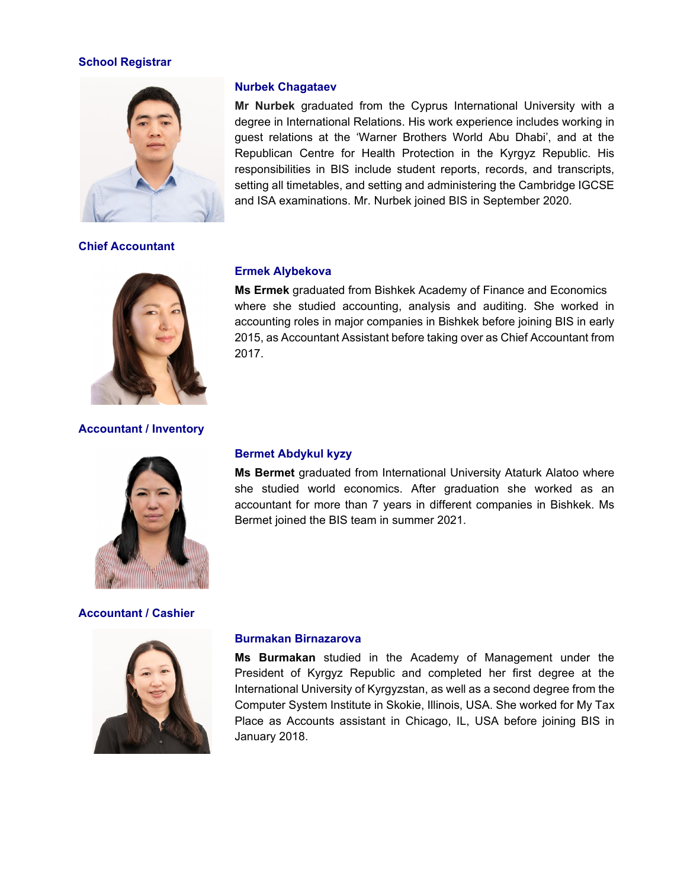## School Registrar

### Nurbek Chagataev

**Mr Nurbek** graduated from the Cyprus International University with a degree in International Relations. His work experience includes working in guest relations at the 'Warner Brothers World Abu Dhabi', and at the Republican Centre for Health Protection in the Kyrgyz Republic. His responsibilities in BIS include student reports, records, and transcripts, setting all timetables, and setting and administering the Cambridge IGCSE and ISA examinations. Mr. Nurbek joined BIS in September 2020.

## Chief Accountant

### Ermek Alybekova

**Ms Ermek** graduated from Bishkek Academy of Finance and Economics where she studied accounting, analysis and auditing. She worked in accounting roles in major companies in Bishkek before joining BIS in early 2015, as Accountant Assistant before taking over as Chief Accountant from 2017.

## Accountant / Inventory

### Bermet Abdykul kyzy

**Ms Bermet** graduated from International University Ataturk Alatoo where she studied world economics. After graduation she worked as an accountant for more than 7 years in different companies in Bishkek. Ms Bermet joined the BIS team in summer 2021.

## Accountant / Cashier

### Burmakan Birnazarova

**Ms Burmakan** studied in the Academy of Management under the President of Kyrgyz Republic and completed her first degree at the International University of Kyrgyzstan, as well as a second degree from the Computer System Institute in Skokie, Illinois, USA. She worked for My Tax Place as Accounts assistant in Chicago, IL, USA before joining BIS in January 2018.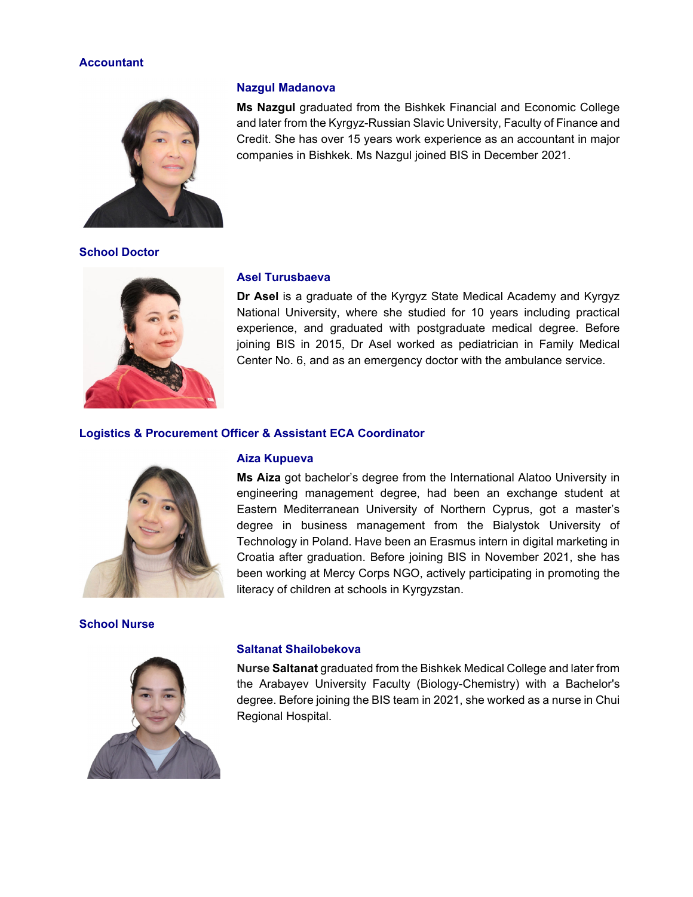## Accountant

### Nazgul Madanova

**Ms Nazgul** graduated from the Bishkek Financial and Economic College and later from the Kyrgyz-Russian Slavic University, Faculty of Finance and Credit. She has over 15 years work experience as an accountant in major companies in Bishkek. Ms Nazgul joined BIS in December 2021.

## School Doctor

### Asel Turusbaeva

**Dr Asel** is a graduate of the Kyrgyz State Medical Academy and Kyrgyz National University, where she studied for 10 years including practical experience, and graduated with postgraduate medical degree. Before joining BIS in 2015, Dr Asel worked as pediatrician in Family Medical Center No. 6, and as an emergency doctor with the ambulance service.

## Logistics & Procurement Officer & Assistant ECA Coordinator

### Aiza Kupueva

**Ms Aiza** got bachelor's degree from the International Alatoo University in engineering management degree, had been an exchange student at Eastern Mediterranean University of Northern Cyprus, got a master's degree in business management from the Bialystok University of Technology in Poland. Have been an Erasmus intern in digital marketing in Croatia after graduation. Before joining BIS in November 2021, she has been working at Mercy Corps NGO, actively participating in promoting the literacy of children at schools in Kyrgyzstan.

## School Nurse

### Saltanat Shailobekova

**Nurse Saltanat** graduated from the Bishkek Medical College and later from the Arabayev University Faculty (Biology-Chemistry) with a Bachelor's degree. Before joining the BIS team in 2021, she worked as a nurse in Chui Regional Hospital.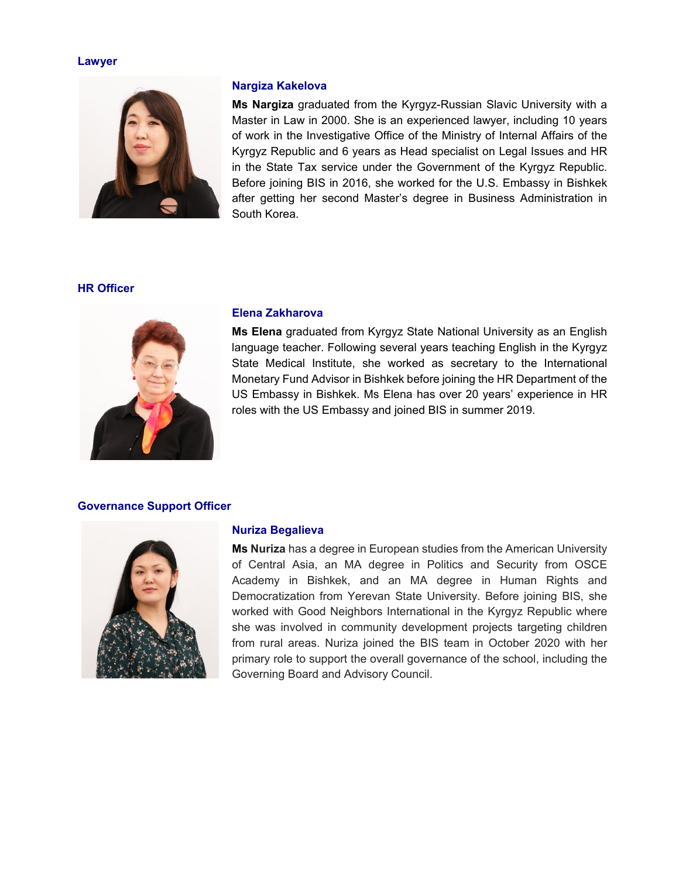## Lawyer

### Nargiza Kakelova

**Ms Nargiza** graduated from the Kyrgyz-Russian Slavic University with a Master in Law in 2000. She is an experienced lawyer, including 10 years of work in the Investigative Office of the Ministry of Internal Affairs of the Kyrgyz Republic and 6 years as Head specialist on Legal Issues and HR in the State Tax service under the Government of the Kyrgyz Republic. Before joining BIS in 2016, she worked for the U.S. Embassy in Bishkek after getting her second Master's degree in Business Administration in South Korea.

## HR Officer

### Elena Zakharova

**Ms Elena** graduated from Kyrgyz State National University as an English language teacher. Following several years teaching English in the Kyrgyz State Medical Institute, she worked as secretary to the International Monetary Fund Advisor in Bishkek before joining the HR Department of the US Embassy in Bishkek. Ms Elena has over 20 years' experience in HR roles with the US Embassy and joined BIS in summer 2019.

## Governance Support Officer

### Nuriza Begalieva

**Ms Nuriza** has a degree in European studies from the American University of Central Asia, an MA degree in Politics and Security from OSCE Academy in Bishkek, and an MA degree in Human Rights and Democratization from Yerevan State University. Before joining BIS, she worked with Good Neighbors International in the Kyrgyz Republic where she was involved in community development projects targeting children from rural areas. Nuriza joined the BIS team in October 2020 with her primary role to support the overall governance of the school, including the Governing Board and Advisory Council.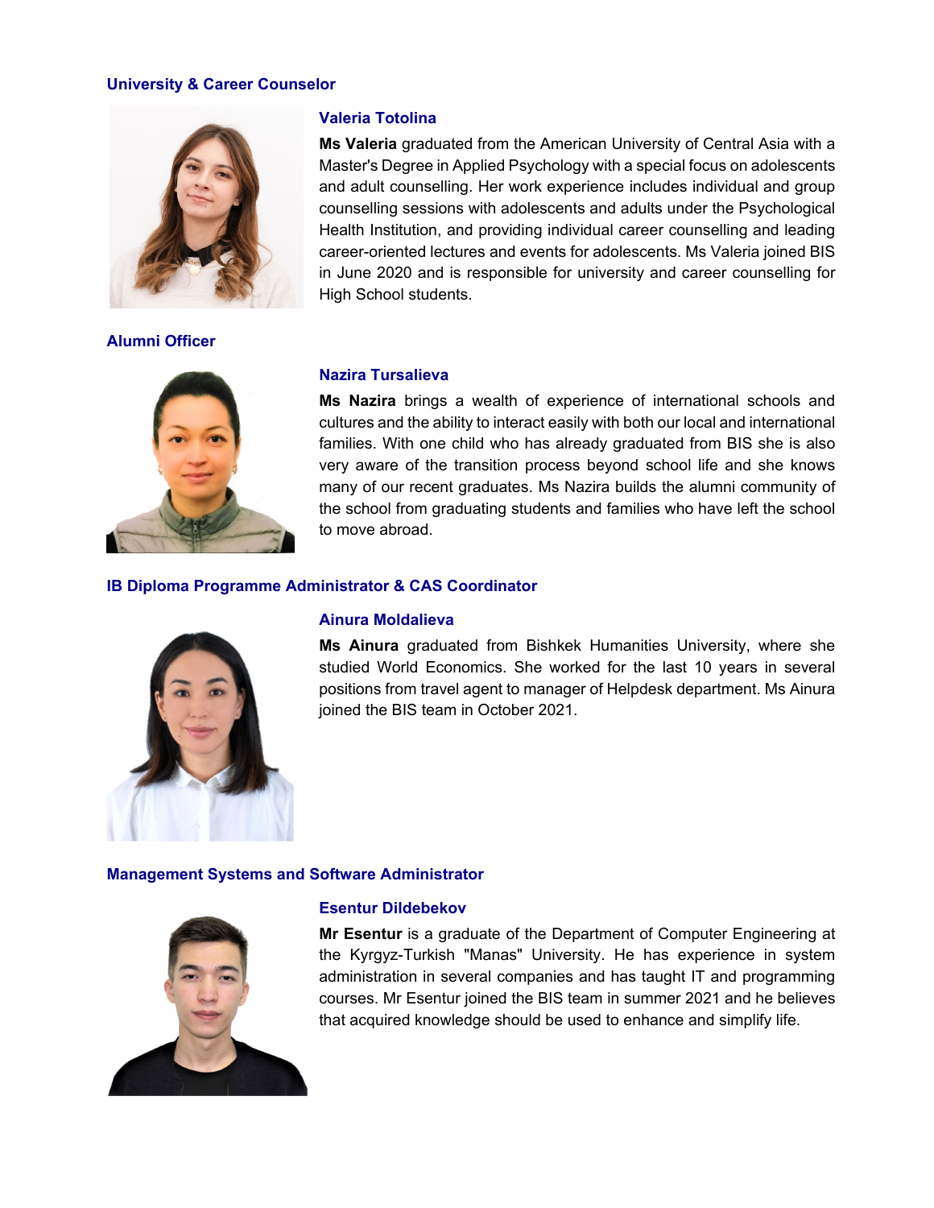## University & Career Counselor

### Valeria Totolina

**Ms Valeria** graduated from the American University of Central Asia with a Master's Degree in Applied Psychology with a special focus on adolescents and adult counselling. Her work experience includes individual and group counselling sessions with adolescents and adults under the Psychological Health Institution, and providing individual career counselling and leading career-oriented lectures and events for adolescents. Ms Valeria joined BIS in June 2020 and is responsible for university and career counselling for High School students.

## Alumni Officer

### Nazira Tursalieva

**Ms Nazira** brings a wealth of experience of international schools and cultures and the ability to interact easily with both our local and international families. With one child who has already graduated from BIS she is also very aware of the transition process beyond school life and she knows many of our recent graduates. Ms Nazira builds the alumni community of the school from graduating students and families who have left the school to move abroad.

## IB Diploma Programme Administrator & CAS Coordinator

### Ainura Moldalieva

**Ms Ainura** graduated from Bishkek Humanities University, where she studied World Economics. She worked for the last 10 years in several positions from travel agent to manager of Helpdesk department. Ms Ainura joined the BIS team in October 2021.

## Management Systems and Software Administrator

### Esentur Dildebekov

**Mr Esentur** is a graduate of the Department of Computer Engineering at the Kyrgyz-Turkish "Manas" University. He has experience in system administration in several companies and has taught IT and programming courses. Mr Esentur joined the BIS team in summer 2021 and he believes that acquired knowledge should be used to enhance and simplify life.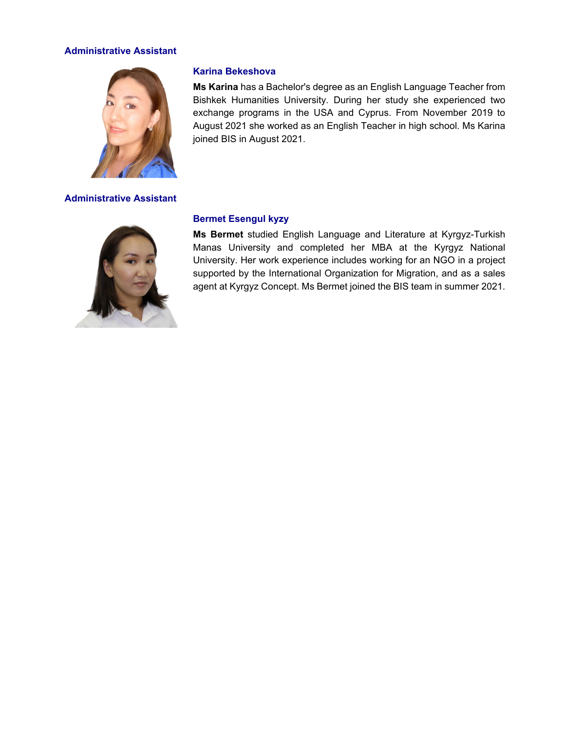## Administrative Assistant

### Karina Bekeshova

**Ms Karina** has a Bachelor's degree as an English Language Teacher from Bishkek Humanities University. During her study she experienced two exchange programs in the USA and Cyprus. From November 2019 to August 2021 she worked as an English Teacher in high school. Ms Karina joined BIS in August 2021.

## Administrative Assistant

### Bermet Esengul kyzy

**Ms Bermet** studied English Language and Literature at Kyrgyz-Turkish Manas University and completed her MBA at the Kyrgyz National University. Her work experience includes working for an NGO in a project supported by the International Organization for Migration, and as a sales agent at Kyrgyz Concept. Ms Bermet joined the BIS team in summer 2021.